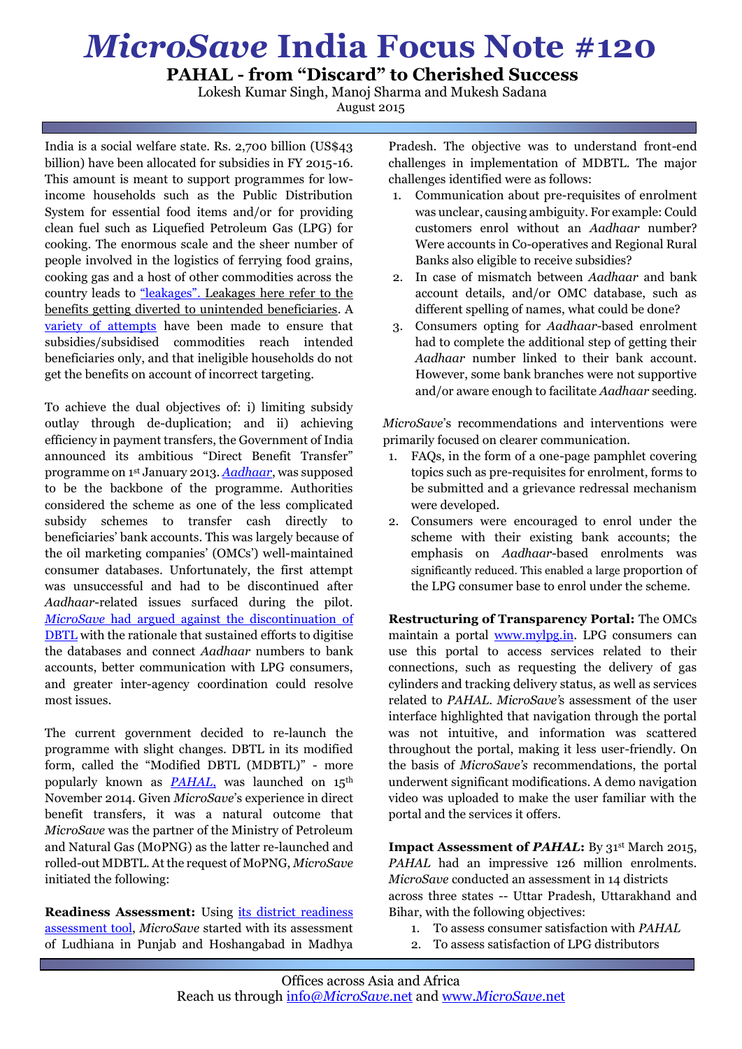# *MicroSave* India Focus Note #120

## PAHAL - from "Discard" to Cherished Success

Lokesh Kumar Singh, Manoj Sharma and Mukesh Sadana

August 2015

India is a social welfare state. Rs. 2,700 billion (US$43 billion) have been allocated for subsidies in FY 2015-16. This amount is meant to support programmes for low-income households such as the Public Distribution System for essential food items and/or for providing clean fuel such as Liquefied Petroleum Gas (LPG) for cooking. The enormous scale and the sheer number of people involved in the logistics of ferrying food grains, cooking gas and a host of other commodities across the country leads to "leakages". Leakages here refer to the benefits getting diverted to unintended beneficiaries. A variety of attempts have been made to ensure that subsidies/subsidised commodities reach intended beneficiaries only, and that ineligible households do not get the benefits on account of incorrect targeting.

To achieve the dual objectives of: i) limiting subsidy outlay through de-duplication; and ii) achieving efficiency in payment transfers, the Government of India announced its ambitious "Direct Benefit Transfer" programme on 1st January 2013. *Aadhaar*, was supposed to be the backbone of the programme. Authorities considered the scheme as one of the less complicated subsidy schemes to transfer cash directly to beneficiaries' bank accounts. This was largely because of the oil marketing companies' (OMCs') well-maintained consumer databases. Unfortunately, the first attempt was unsuccessful and had to be discontinued after *Aadhaar*-related issues surfaced during the pilot. *MicroSave* had argued against the discontinuation of DBTL with the rationale that sustained efforts to digitise the databases and connect *Aadhaar* numbers to bank accounts, better communication with LPG consumers, and greater inter-agency coordination could resolve most issues.

The current government decided to re-launch the programme with slight changes. DBTL in its modified form, called the "Modified DBTL (MDBTL)" - more popularly known as *PAHAL*, was launched on 15th November 2014. Given *MicroSave*'s experience in direct benefit transfers, it was a natural outcome that *MicroSave* was the partner of the Ministry of Petroleum and Natural Gas (MoPNG) as the latter re-launched and rolled-out MDBTL. At the request of MoPNG, *MicroSave* initiated the following:

**Readiness Assessment:** Using its district readiness assessment tool, *MicroSave* started with its assessment of Ludhiana in Punjab and Hoshangabad in Madhya Pradesh. The objective was to understand front-end challenges in implementation of MDBTL. The major challenges identified were as follows:

1. Communication about pre-requisites of enrolment was unclear, causing ambiguity. For example: Could customers enrol without an *Aadhaar* number? Were accounts in Co-operatives and Regional Rural Banks also eligible to receive subsidies?
2. In case of mismatch between *Aadhaar* and bank account details, and/or OMC database, such as different spelling of names, what could be done?
3. Consumers opting for *Aadhaar*-based enrolment had to complete the additional step of getting their *Aadhaar* number linked to their bank account. However, some bank branches were not supportive and/or aware enough to facilitate *Aadhaar* seeding.

*MicroSave*'s recommendations and interventions were primarily focused on clearer communication.

1. FAQs, in the form of a one-page pamphlet covering topics such as pre-requisites for enrolment, forms to be submitted and a grievance redressal mechanism were developed.
2. Consumers were encouraged to enrol under the scheme with their existing bank accounts; the emphasis on *Aadhaar*-based enrolments was significantly reduced. This enabled a large proportion of the LPG consumer base to enrol under the scheme.

**Restructuring of Transparency Portal:** The OMCs maintain a portal www.mylpg.in. LPG consumers can use this portal to access services related to their connections, such as requesting the delivery of gas cylinders and tracking delivery status, as well as services related to *PAHAL*. *MicroSave's* assessment of the user interface highlighted that navigation through the portal was not intuitive, and information was scattered throughout the portal, making it less user-friendly. On the basis of *MicroSave's* recommendations, the portal underwent significant modifications. A demo navigation video was uploaded to make the user familiar with the portal and the services it offers.

**Impact Assessment of *PAHAL*:** By 31st March 2015, *PAHAL* had an impressive 126 million enrolments. *MicroSave* conducted an assessment in 14 districts across three states -- Uttar Pradesh, Uttarakhand and Bihar, with the following objectives:

1. To assess consumer satisfaction with *PAHAL*
2. To assess satisfaction of LPG distributors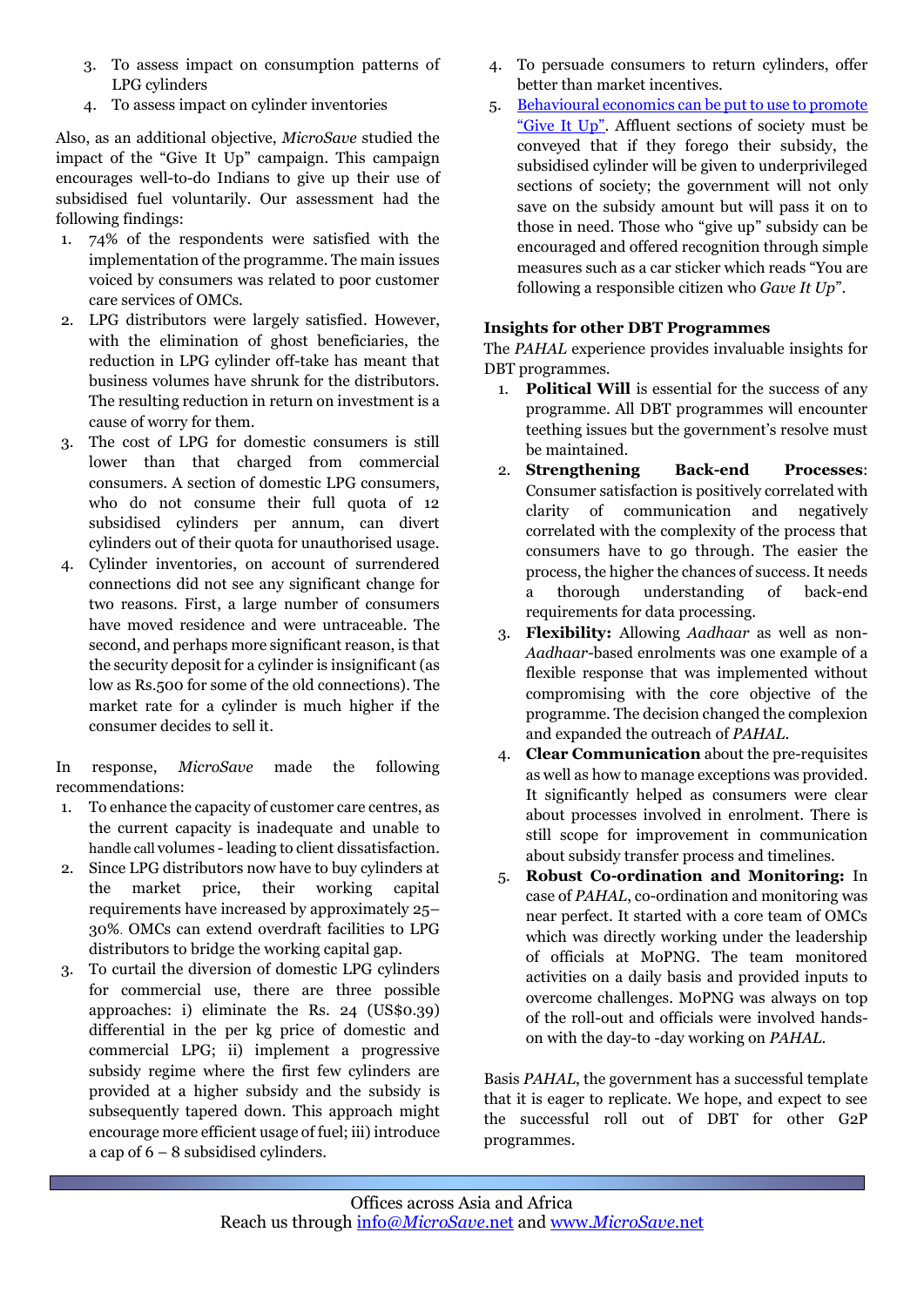3. To assess impact on consumption patterns of LPG cylinders
4. To assess impact on cylinder inventories

Also, as an additional objective, *MicroSave* studied the impact of the "Give It Up" campaign. This campaign encourages well-to-do Indians to give up their use of subsidised fuel voluntarily. Our assessment had the following findings:

1. 74% of the respondents were satisfied with the implementation of the programme. The main issues voiced by consumers was related to poor customer care services of OMCs.
2. LPG distributors were largely satisfied. However, with the elimination of ghost beneficiaries, the reduction in LPG cylinder off-take has meant that business volumes have shrunk for the distributors. The resulting reduction in return on investment is a cause of worry for them.
3. The cost of LPG for domestic consumers is still lower than that charged from commercial consumers. A section of domestic LPG consumers, who do not consume their full quota of 12 subsidised cylinders per annum, can divert cylinders out of their quota for unauthorised usage.
4. Cylinder inventories, on account of surrendered connections did not see any significant change for two reasons. First, a large number of consumers have moved residence and were untraceable. The second, and perhaps more significant reason, is that the security deposit for a cylinder is insignificant (as low as Rs.500 for some of the old connections). The market rate for a cylinder is much higher if the consumer decides to sell it.

In response, *MicroSave* made the following recommendations:

1. To enhance the capacity of customer care centres, as the current capacity is inadequate and unable to handle call volumes - leading to client dissatisfaction.
2. Since LPG distributors now have to buy cylinders at the market price, their working capital requirements have increased by approximately 25–30%. OMCs can extend overdraft facilities to LPG distributors to bridge the working capital gap.
3. To curtail the diversion of domestic LPG cylinders for commercial use, there are three possible approaches: i) eliminate the Rs. 24 (US$0.39) differential in the per kg price of domestic and commercial LPG; ii) implement a progressive subsidy regime where the first few cylinders are provided at a higher subsidy and the subsidy is subsequently tapered down. This approach might encourage more efficient usage of fuel; iii) introduce a cap of 6 – 8 subsidised cylinders.
4. To persuade consumers to return cylinders, offer better than market incentives.
5. [Behavioural economics can be put to use to promote "Give It Up"]. Affluent sections of society must be conveyed that if they forego their subsidy, the subsidised cylinder will be given to underprivileged sections of society; the government will not only save on the subsidy amount but will pass it on to those in need. Those who "give up" subsidy can be encouraged and offered recognition through simple measures such as a car sticker which reads "You are following a responsible citizen who *Gave It Up*".

**Insights for other DBT Programmes**

The *PAHAL* experience provides invaluable insights for DBT programmes.

1. **Political Will** is essential for the success of any programme. All DBT programmes will encounter teething issues but the government's resolve must be maintained.
2. **Strengthening Back-end Processes**: Consumer satisfaction is positively correlated with clarity of communication and negatively correlated with the complexity of the process that consumers have to go through. The easier the process, the higher the chances of success. It needs a thorough understanding of back-end requirements for data processing.
3. **Flexibility:** Allowing *Aadhaar* as well as non-*Aadhaar*-based enrolments was one example of a flexible response that was implemented without compromising with the core objective of the programme. The decision changed the complexion and expanded the outreach of *PAHAL*.
4. **Clear Communication** about the pre-requisites as well as how to manage exceptions was provided. It significantly helped as consumers were clear about processes involved in enrolment. There is still scope for improvement in communication about subsidy transfer process and timelines.
5. **Robust Co-ordination and Monitoring:** In case of *PAHAL*, co-ordination and monitoring was near perfect. It started with a core team of OMCs which was directly working under the leadership of officials at MoPNG. The team monitored activities on a daily basis and provided inputs to overcome challenges. MoPNG was always on top of the roll-out and officials were involved hands-on with the day-to -day working on *PAHAL*.

Basis *PAHAL*, the government has a successful template that it is eager to replicate. We hope, and expect to see the successful roll out of DBT for other G2P programmes.

Offices across Asia and Africa
Reach us through info@*MicroSave*.net and www.*MicroSave*.net